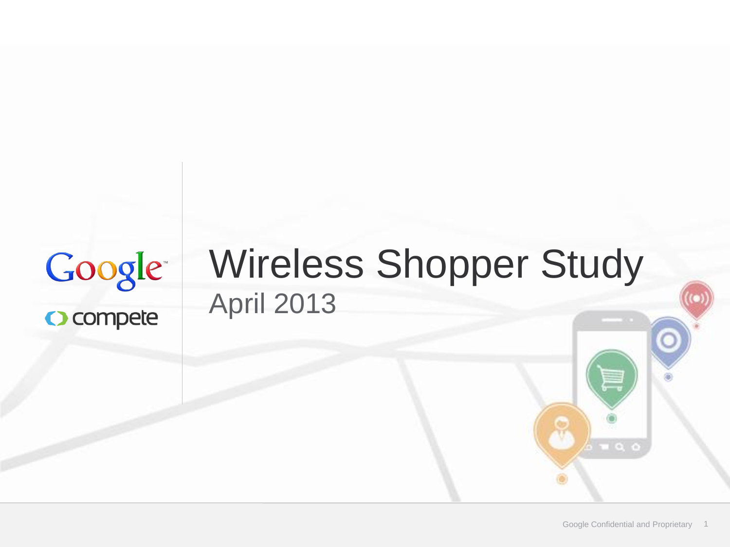Google

compete

# Wireless Shopper Study

April 2013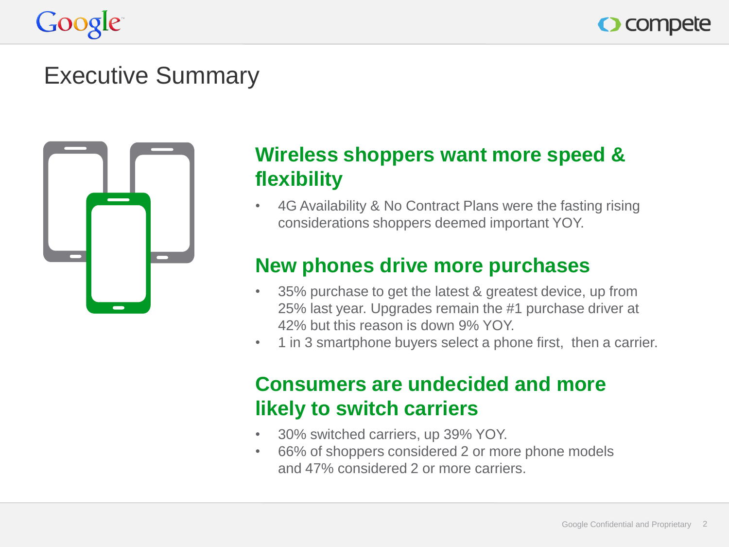# Executive Summary

## Wireless shoppers want more speed & flexibility

- 4G Availability & No Contract Plans were the fasting rising considerations shoppers deemed important YOY.

## New phones drive more purchases

- 35% purchase to get the latest & greatest device, up from 25% last year. Upgrades remain the #1 purchase driver at 42% but this reason is down 9% YOY.
- 1 in 3 smartphone buyers select a phone first, then a carrier.

## Consumers are undecided and more likely to switch carriers

- 30% switched carriers, up 39% YOY.
- 66% of shoppers considered 2 or more phone models and 47% considered 2 or more carriers.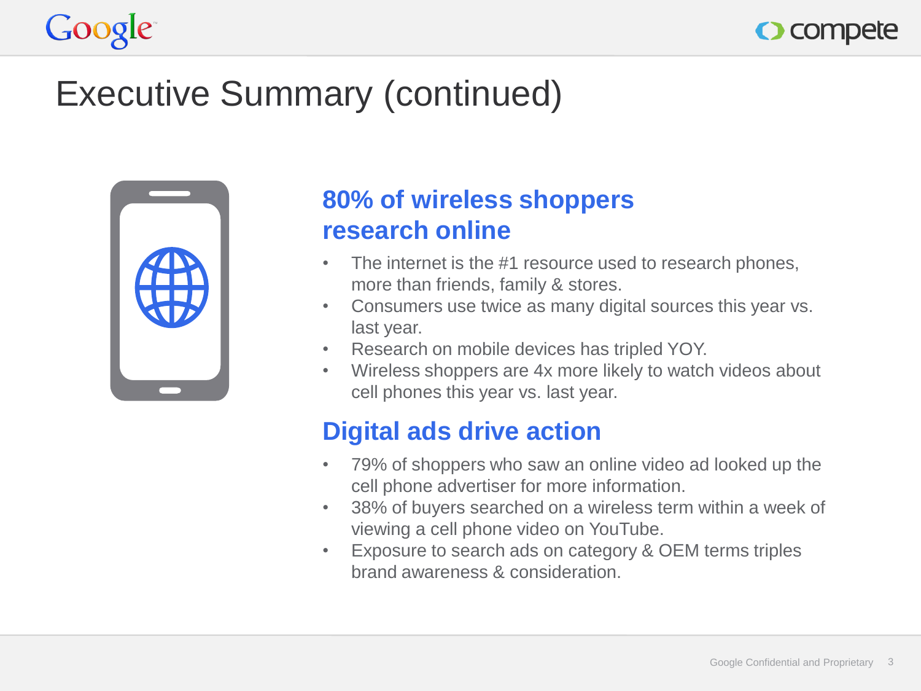# Executive Summary (continued)

## 80% of wireless shoppers research online

- The internet is the #1 resource used to research phones, more than friends, family & stores.
- Consumers use twice as many digital sources this year vs. last year.
- Research on mobile devices has tripled YOY.
- Wireless shoppers are 4x more likely to watch videos about cell phones this year vs. last year.

## Digital ads drive action

- 79% of shoppers who saw an online video ad looked up the cell phone advertiser for more information.
- 38% of buyers searched on a wireless term within a week of viewing a cell phone video on YouTube.
- Exposure to search ads on category & OEM terms triples brand awareness & consideration.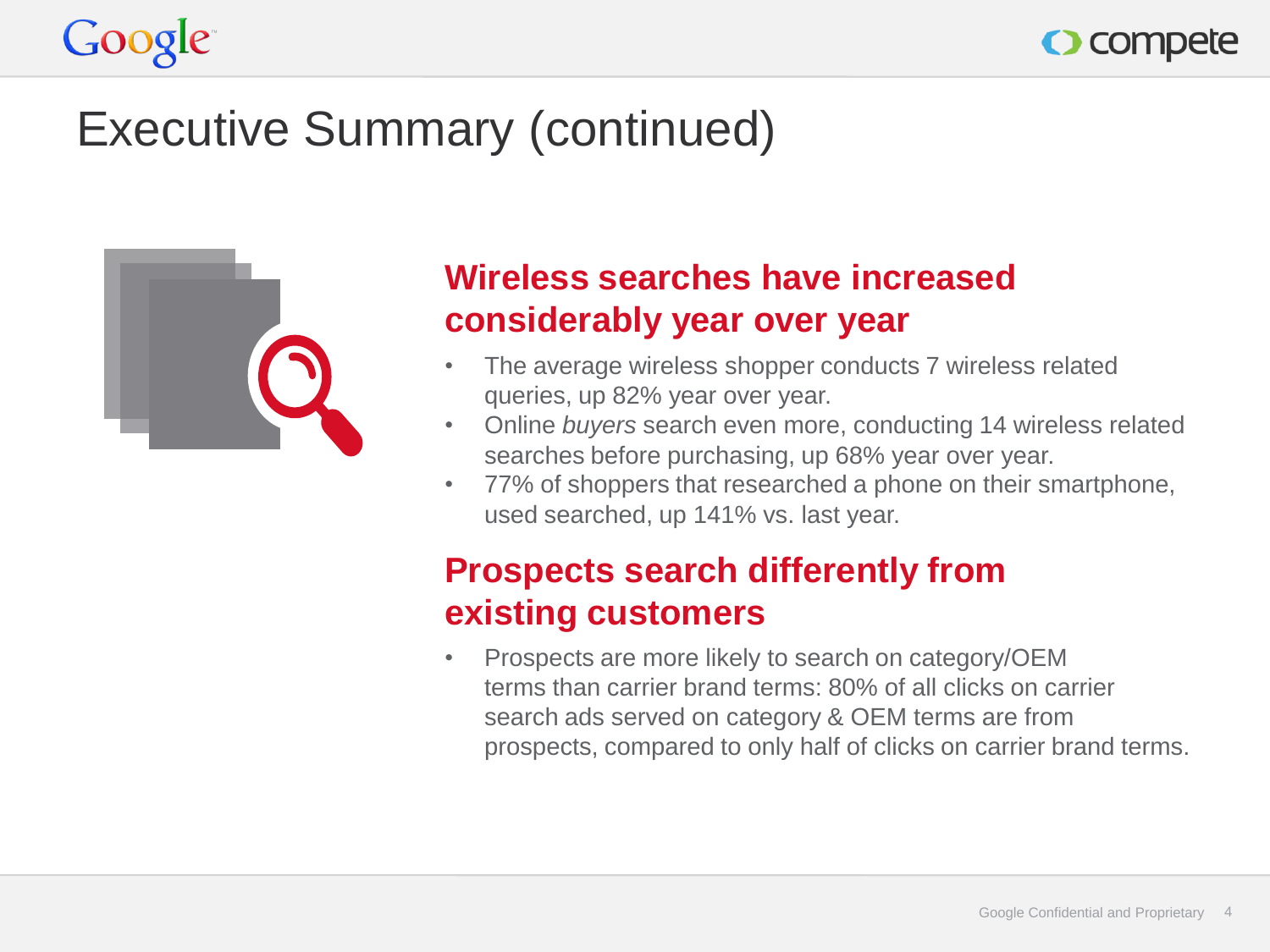# Executive Summary (continued)

## Wireless searches have increased considerably year over year

- The average wireless shopper conducts 7 wireless related queries, up 82% year over year.
- Online *buyers* search even more, conducting 14 wireless related searches before purchasing, up 68% year over year.
- 77% of shoppers that researched a phone on their smartphone, used searched, up 141% vs. last year.

## Prospects search differently from existing customers

- Prospects are more likely to search on category/OEM terms than carrier brand terms: 80% of all clicks on carrier search ads served on category & OEM terms are from prospects, compared to only half of clicks on carrier brand terms.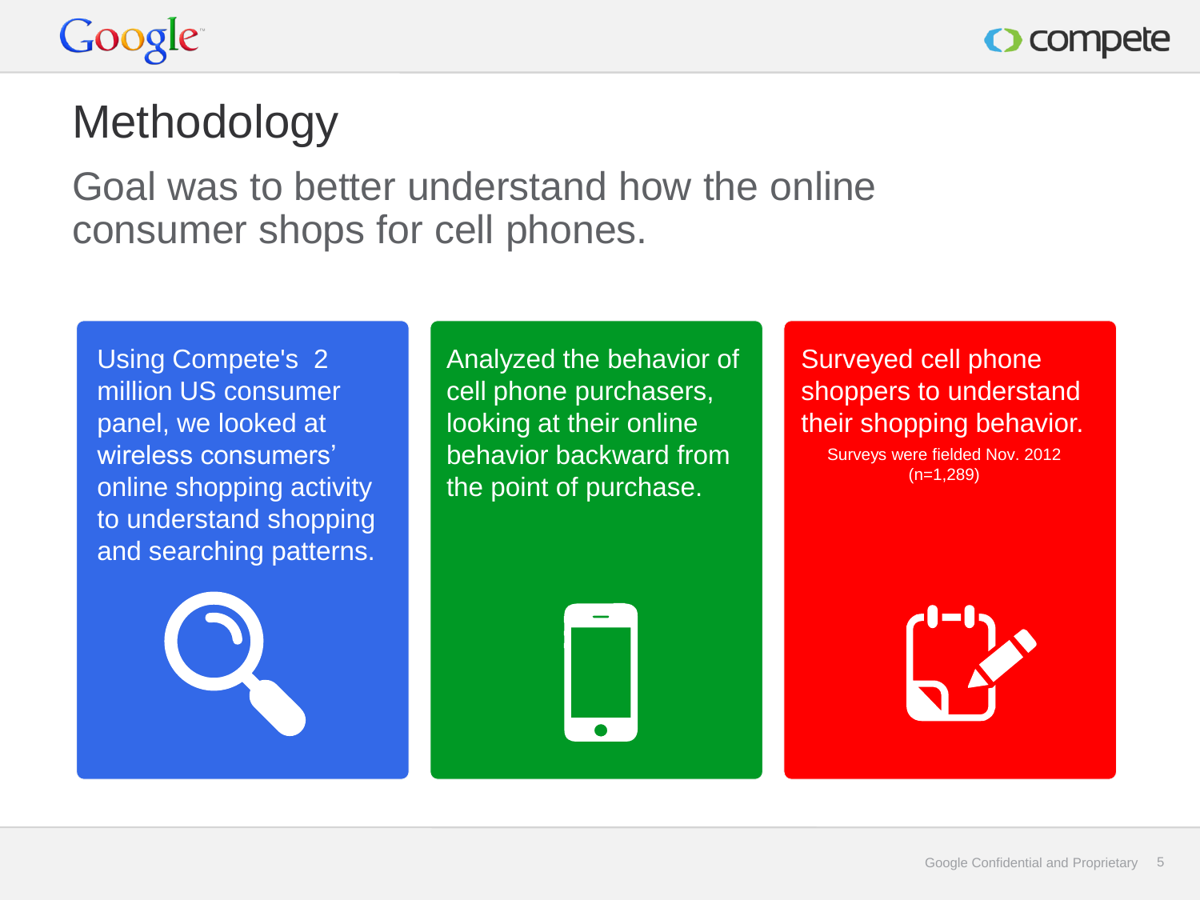# Methodology

## Goal was to better understand how the online consumer shops for cell phones.

Using Compete's 2 million US consumer panel, we looked at wireless consumers' online shopping activity to understand shopping and searching patterns.

Analyzed the behavior of cell phone purchasers, looking at their online behavior backward from the point of purchase.

Surveyed cell phone shoppers to understand their shopping behavior.

Surveys were fielded Nov. 2012 (n=1,289)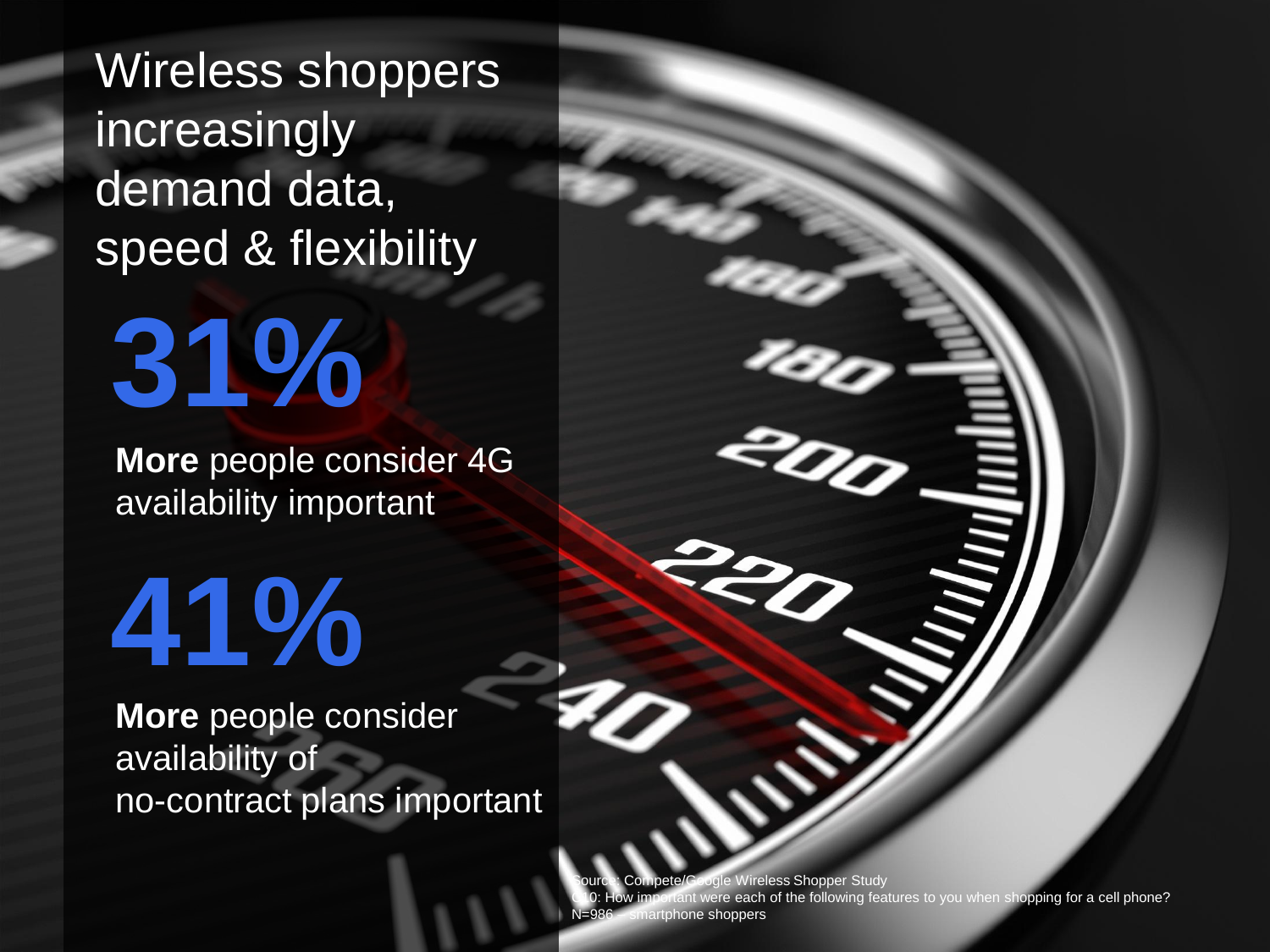# Wireless shoppers increasingly demand data, speed & flexibility

**31%**

**More** people consider 4G availability important

**41%**

**More** people consider availability of no-contract plans important

Source: Compete/Google Wireless Shopper Study
Q10: How important were each of the following features to you when shopping for a cell phone?
N=986 – smartphone shoppers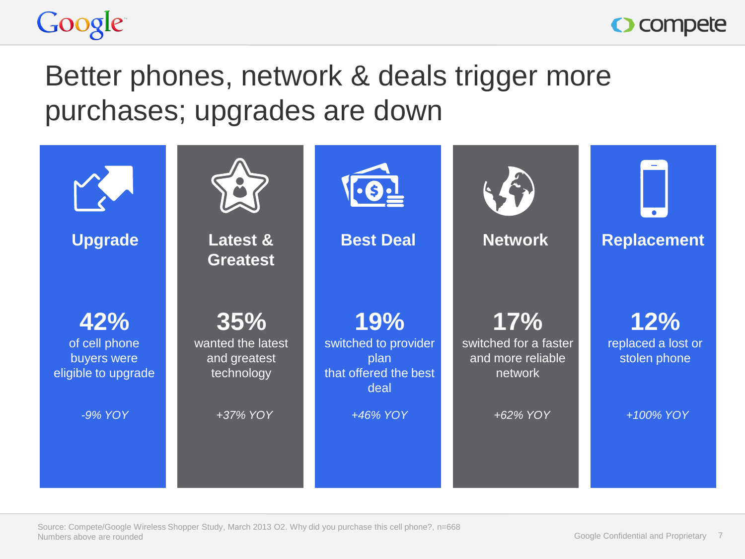# Better phones, network & deals trigger more purchases; upgrades are down

## Upgrade

**42%**
of cell phone buyers were eligible to upgrade

*-9% YOY*

## Latest & Greatest

**35%**
wanted the latest and greatest technology

*+37% YOY*

## Best Deal

**19%**
switched to provider plan that offered the best deal

*+46% YOY*

## Network

**17%**
switched for a faster and more reliable network

*+62% YOY*

## Replacement

**12%**
replaced a lost or stolen phone

*+100% YOY*

Source: Compete/Google Wireless Shopper Study, March 2013 O2. Why did you purchase this cell phone?, n=668
Numbers above are rounded

Google Confidential and Proprietary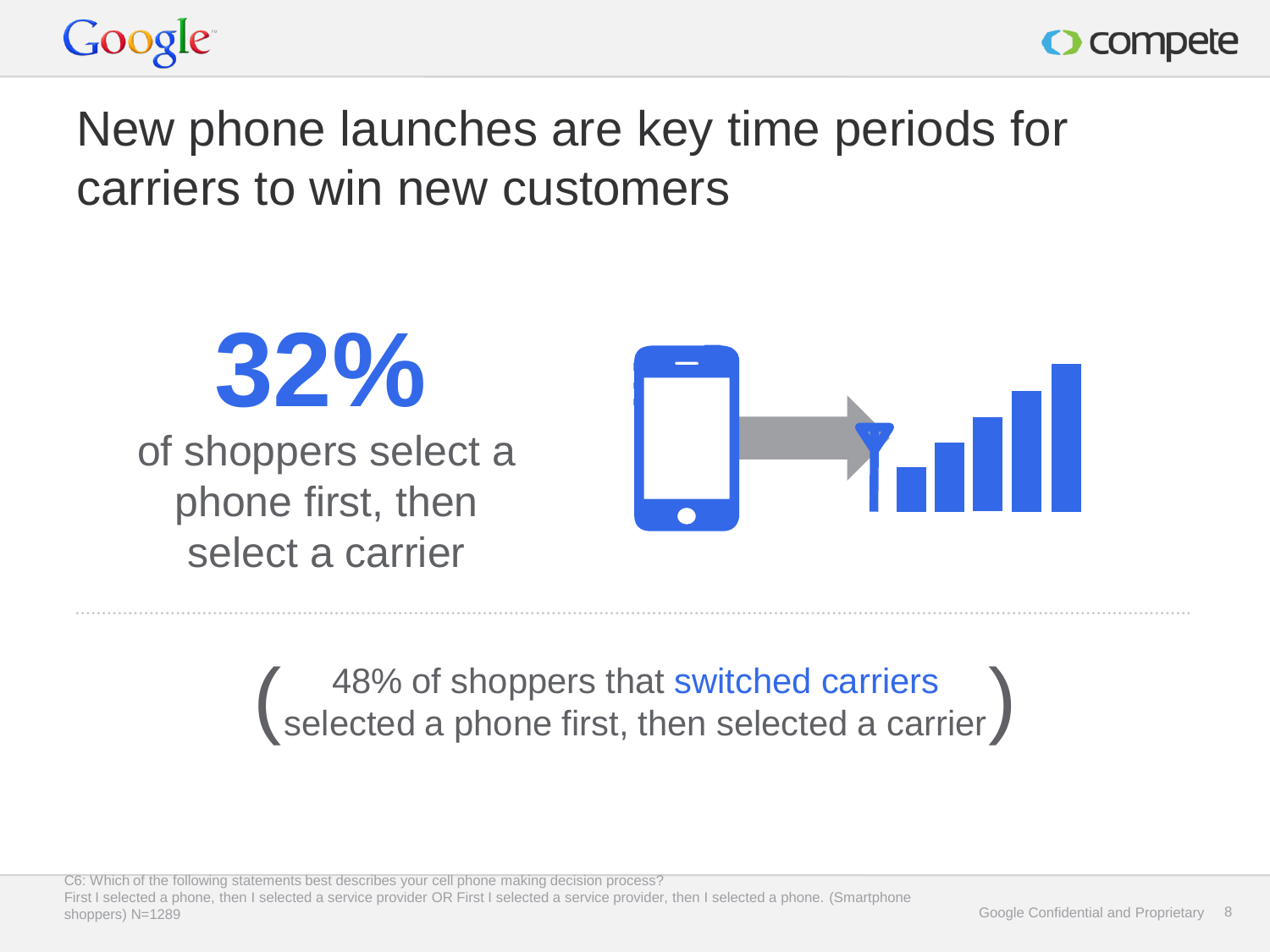# New phone launches are key time periods for carriers to win new customers

**32%**

of shoppers select a phone first, then select a carrier

(48% of shoppers that switched carriers selected a phone first, then selected a carrier)

C6: Which of the following statements best describes your cell phone making decision process?
First I selected a phone, then I selected a service provider OR First I selected a service provider, then I selected a phone. (Smartphone shoppers) N=1289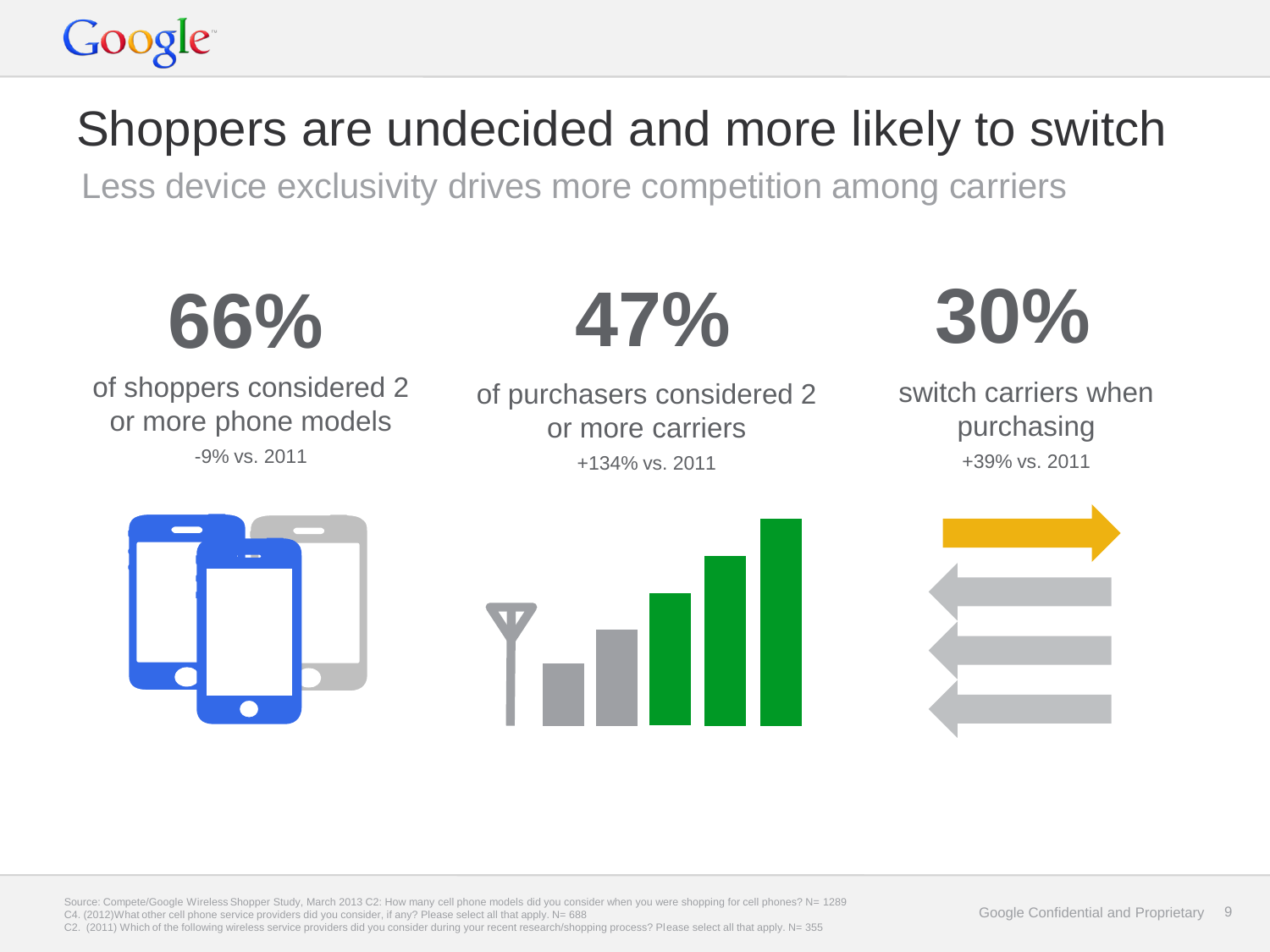# Shoppers are undecided and more likely to switch

## Less device exclusivity drives more competition among carriers

**66%**

of shoppers considered 2 or more phone models

-9% vs. 2011

**47%**

of purchasers considered 2 or more carriers

+134% vs. 2011

**30%**

switch carriers when purchasing

+39% vs. 2011

Source: Compete/Google Wireless Shopper Study, March 2013 C2: How many cell phone models did you consider when you were shopping for cell phones? N= 1289
C4. (2012)What other cell phone service providers did you consider, if any? Please select all that apply. N= 688
C2. (2011) Which of the following wireless service providers did you consider during your recent research/shopping process? Please select all that apply. N= 355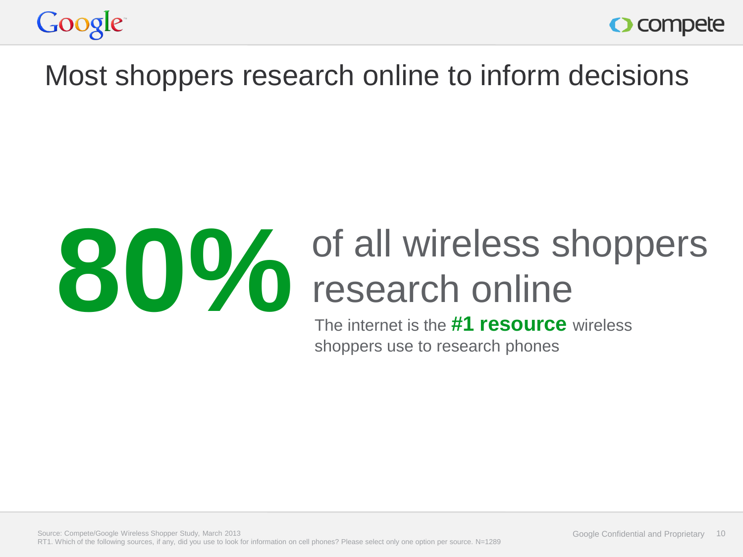# Most shoppers research online to inform decisions

**80%** of all wireless shoppers research online

The internet is the **#1 resource** wireless shoppers use to research phones

Source: Compete/Google Wireless Shopper Study, March 2013
RT1. Which of the following sources, if any, did you use to look for information on cell phones? Please select only one option per source. N=1289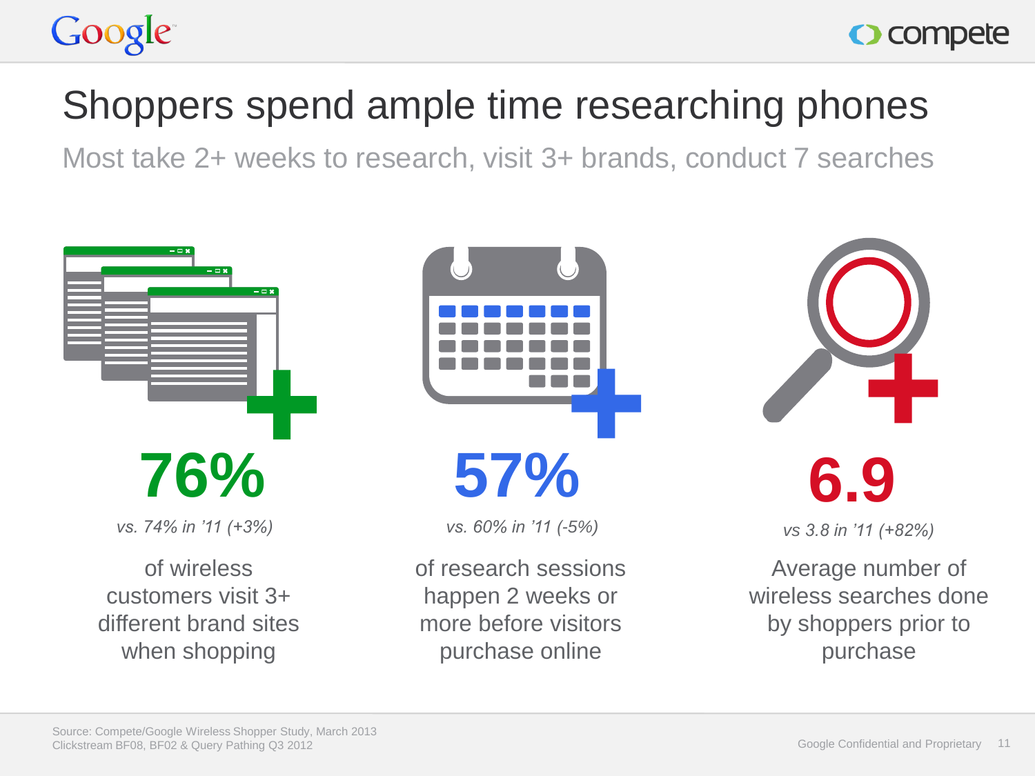# Shoppers spend ample time researching phones

## Most take 2+ weeks to research, visit 3+ brands, conduct 7 searches

**76%**

*vs. 74% in '11 (+3%)*

of wireless customers visit 3+ different brand sites when shopping

**57%**

*vs. 60% in '11 (-5%)*

of research sessions happen 2 weeks or more before visitors purchase online

**6.9**

*vs 3.8 in '11 (+82%)*

Average number of wireless searches done by shoppers prior to purchase

Source: Compete/Google Wireless Shopper Study, March 2013
Clickstream BF08, BF02 & Query Pathing Q3 2012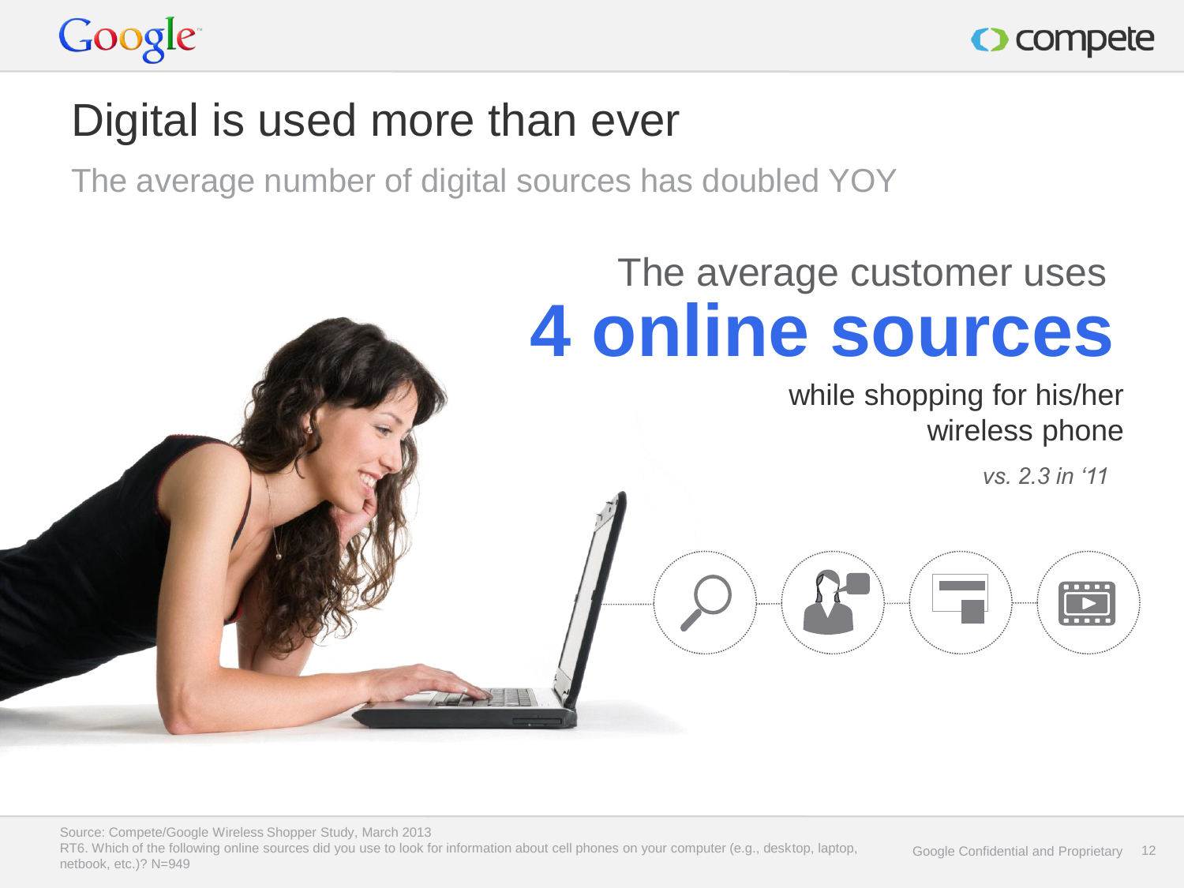# Digital is used more than ever

The average number of digital sources has doubled YOY

The average customer uses

**4 online sources**

while shopping for his/her wireless phone

*vs. 2.3 in '11*

Source: Compete/Google Wireless Shopper Study, March 2013
RT6. Which of the following online sources did you use to look for information about cell phones on your computer (e.g., desktop, laptop, netbook, etc.)? N=949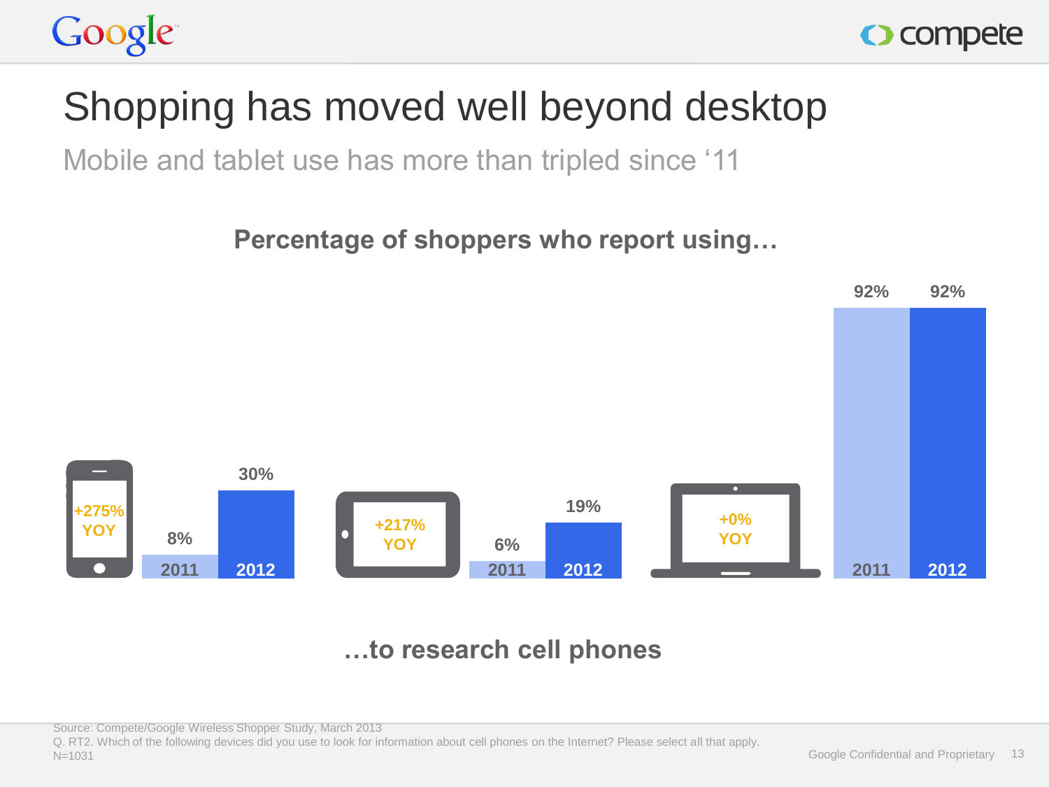# Shopping has moved well beyond desktop

## Mobile and tablet use has more than tripled since ‘11

**Percentage of shoppers who report using…**

| Device | 2011 | 2012 | YOY |
| --- | --- | --- | --- |
| Smartphone | 8% | 30% | +275% YOY |
| Tablet | 6% | 19% | +217% YOY |
| Computer | 92% | 92% | +0% YOY |

**…to research cell phones**

Source: Compete/Google Wireless Shopper Study, March 2013
Q. RT2. Which of the following devices did you use to look for information about cell phones on the Internet? Please select all that apply.
N=1031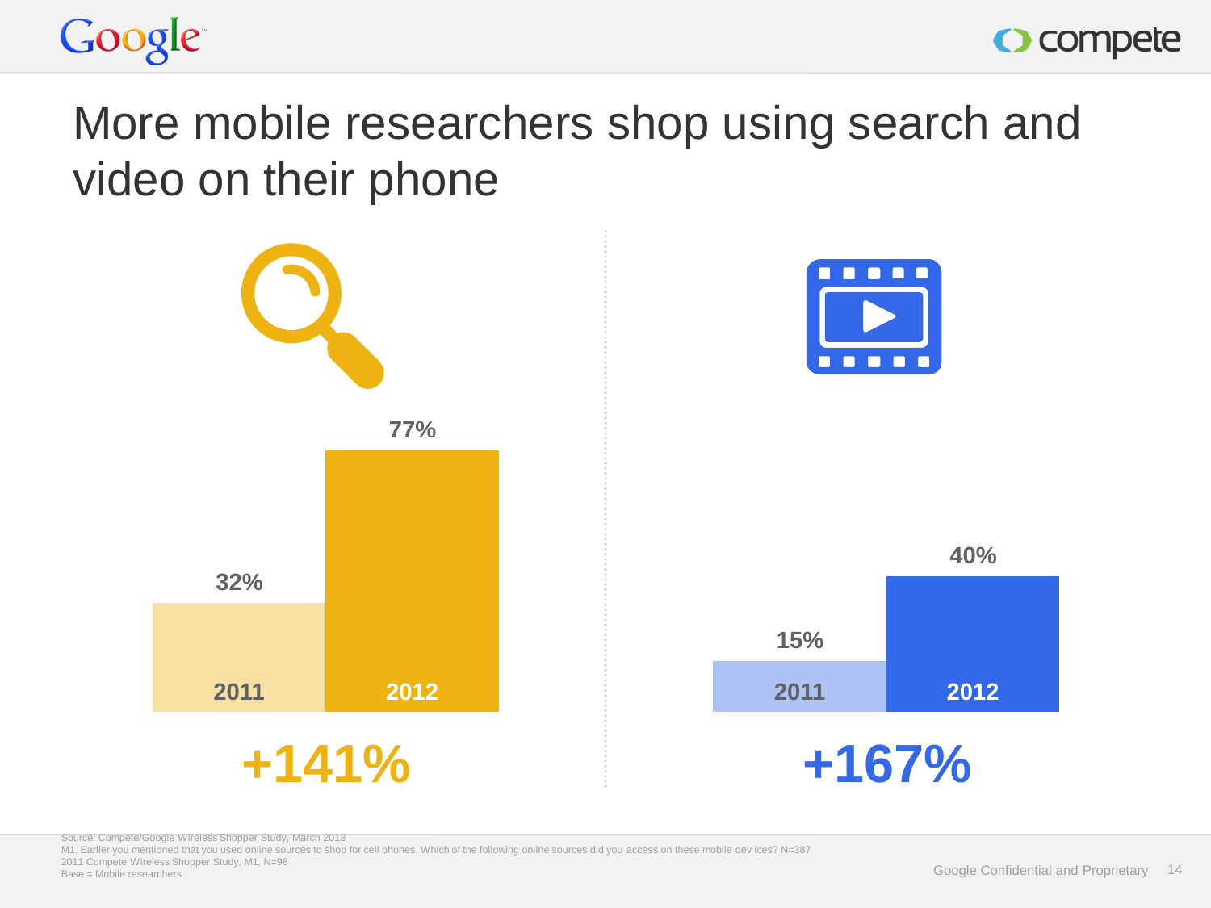# More mobile researchers shop using search and video on their phone

| | 2011 | 2012 | Change |
|---|---|---|---|
| Search | 32% | 77% | +141% |
| Video | 15% | 40% | +167% |

Source: Compete/Google Wireless Shopper Study, March 2013
M1. Earlier you mentioned that you used online sources to shop for cell phones. Which of the following online sources did you access on these mobile dev ices? N=387
2011 Compete Wireless Shopper Study, M1, N=98
Base = Mobile researchers

Google Confidential and Proprietary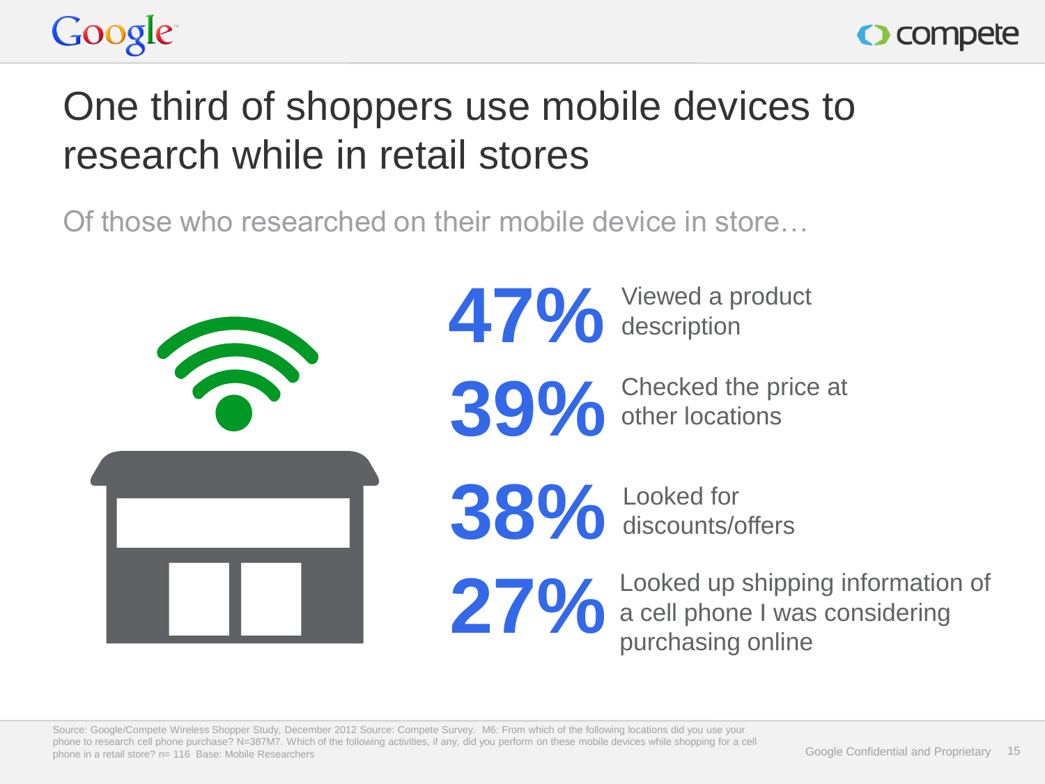# One third of shoppers use mobile devices to research while in retail stores

Of those who researched on their mobile device in store…

**47%** Viewed a product description

**39%** Checked the price at other locations

**38%** Looked for discounts/offers

**27%** Looked up shipping information of a cell phone I was considering purchasing online

Source: Google/Compete Wireless Shopper Study, December 2012 Source: Compete Survey. M6: From which of the following locations did you use your phone to research cell phone purchase? N=387M7. Which of the following activities, if any, did you perform on these mobile devices while shopping for a cell phone in a retail store? n= 116 Base: Mobile Researchers

Google Confidential and Proprietary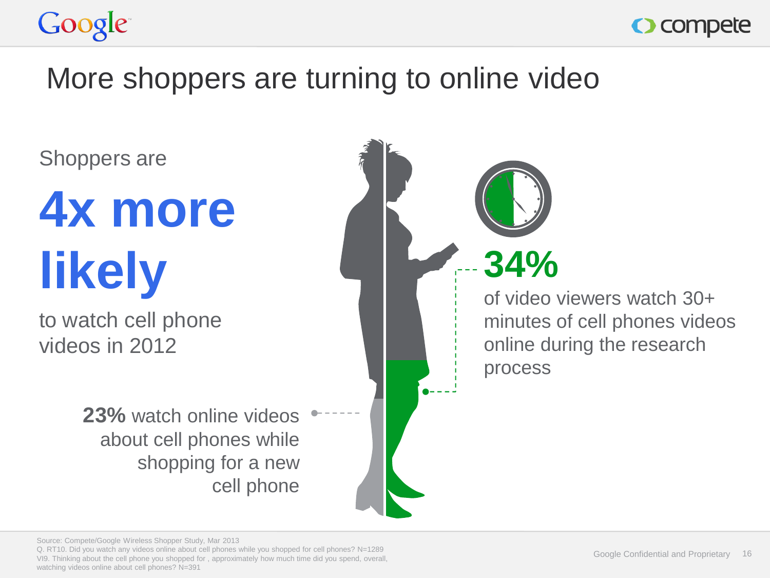# More shoppers are turning to online video

Shoppers are

**4x more likely**

to watch cell phone videos in 2012

**23%** watch online videos about cell phones while shopping for a new cell phone

**34%**

of video viewers watch 30+ minutes of cell phones videos online during the research process

Source: Compete/Google Wireless Shopper Study, Mar 2013
Q. RT10. Did you watch any videos online about cell phones while you shopped for cell phones? N=1289
VI9. Thinking about the cell phone you shopped for , approximately how much time did you spend, overall, watching videos online about cell phones? N=391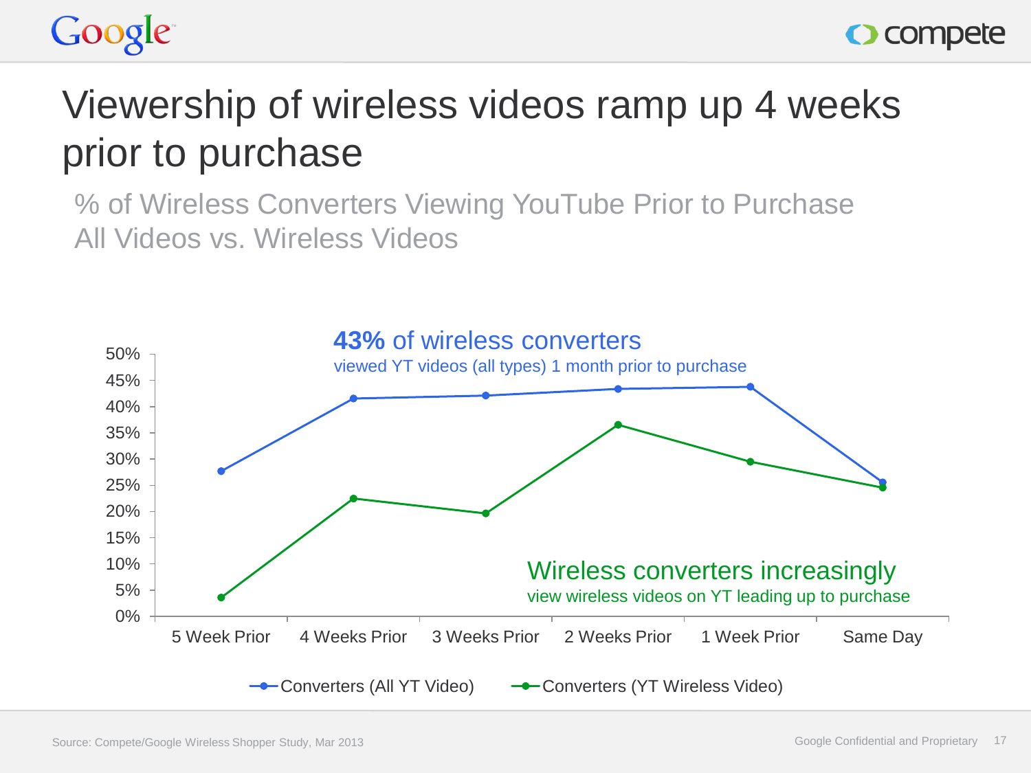# Viewership of wireless videos ramp up 4 weeks prior to purchase

% of Wireless Converters Viewing YouTube Prior to Purchase
All Videos vs. Wireless Videos

**43%** of wireless converters
viewed YT videos (all types) 1 month prior to purchase

Wireless converters increasingly
view wireless videos on YT leading up to purchase

| | 5 Week Prior | 4 Weeks Prior | 3 Weeks Prior | 2 Weeks Prior | 1 Week Prior | Same Day |
|---|---|---|---|---|---|---|
| Converters (All YT Video) | ~28% | ~42% | ~42% | ~43% | ~44% | ~26% |
| Converters (YT Wireless Video) | ~4% | ~23% | ~20% | ~37% | ~30% | ~25% |

Source: Compete/Google Wireless Shopper Study, Mar 2013

Google Confidential and Proprietary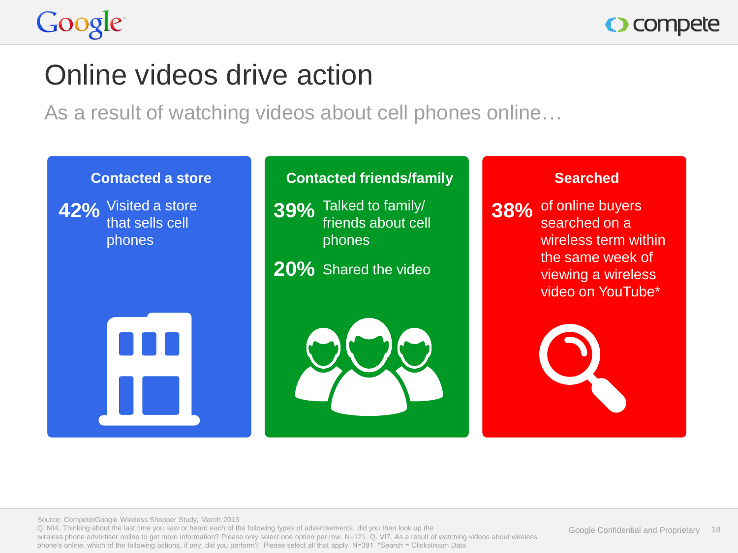# Online videos drive action

As a result of watching videos about cell phones online…

### Contacted a store

**42%** Visited a store that sells cell phones

### Contacted friends/family

**39%** Talked to family/ friends about cell phones

**20%** Shared the video

### Searched

**38%** of online buyers searched on a wireless term within the same week of viewing a wireless video on YouTube*

Source: Compete/Google Wireless Shopper Study, March 2013
Q. MI4. Thinking about the last time you saw or heard each of the following types of advertisements, did you then look up the wireless phone advertiser online to get more information? Please only select one option per row. N=121. Q. VI7. As a result of watching videos about wireless phone's online, which of the following actions, if any, did you perform? Please select all that apply. N=391 *Search = Clickstream Data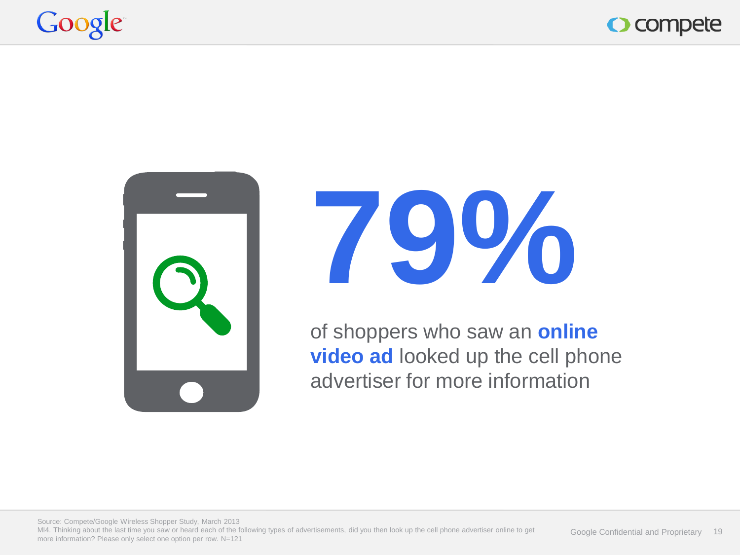# 79%

of shoppers who saw an **online video ad** looked up the cell phone advertiser for more information

Source: Compete/Google Wireless Shopper Study, March 2013
MI4. Thinking about the last time you saw or heard each of the following types of advertisements, did you then look up the cell phone advertiser online to get more information? Please only select one option per row. N=121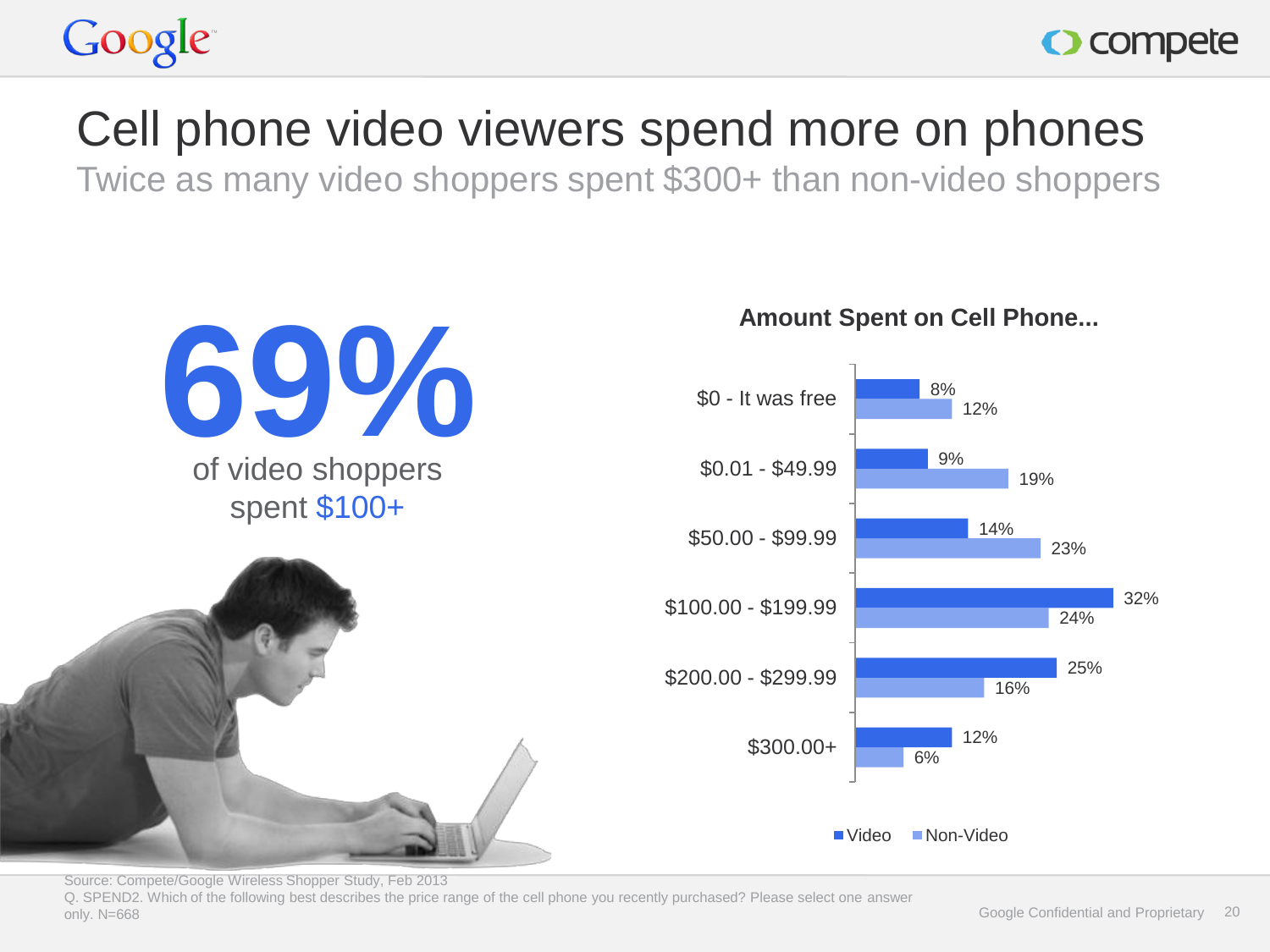# Cell phone video viewers spend more on phones

## Twice as many video shoppers spent $300+ than non-video shoppers

**69%** of video shoppers spent $100+

**Amount Spent on Cell Phone...**

| Amount | Video | Non-Video |
| --- | --- | --- |
| $0 - It was free | 8% | 12% |
| $0.01 - $49.99 | 9% | 19% |
| $50.00 - $99.99 | 14% | 23% |
| $100.00 - $199.99 | 32% | 24% |
| $200.00 - $299.99 | 25% | 16% |
| $300.00+ | 12% | 6% |

Source: Compete/Google Wireless Shopper Study, Feb 2013

Q. SPEND2. Which of the following best describes the price range of the cell phone you recently purchased? Please select one answer only. N=668

Google Confidential and Proprietary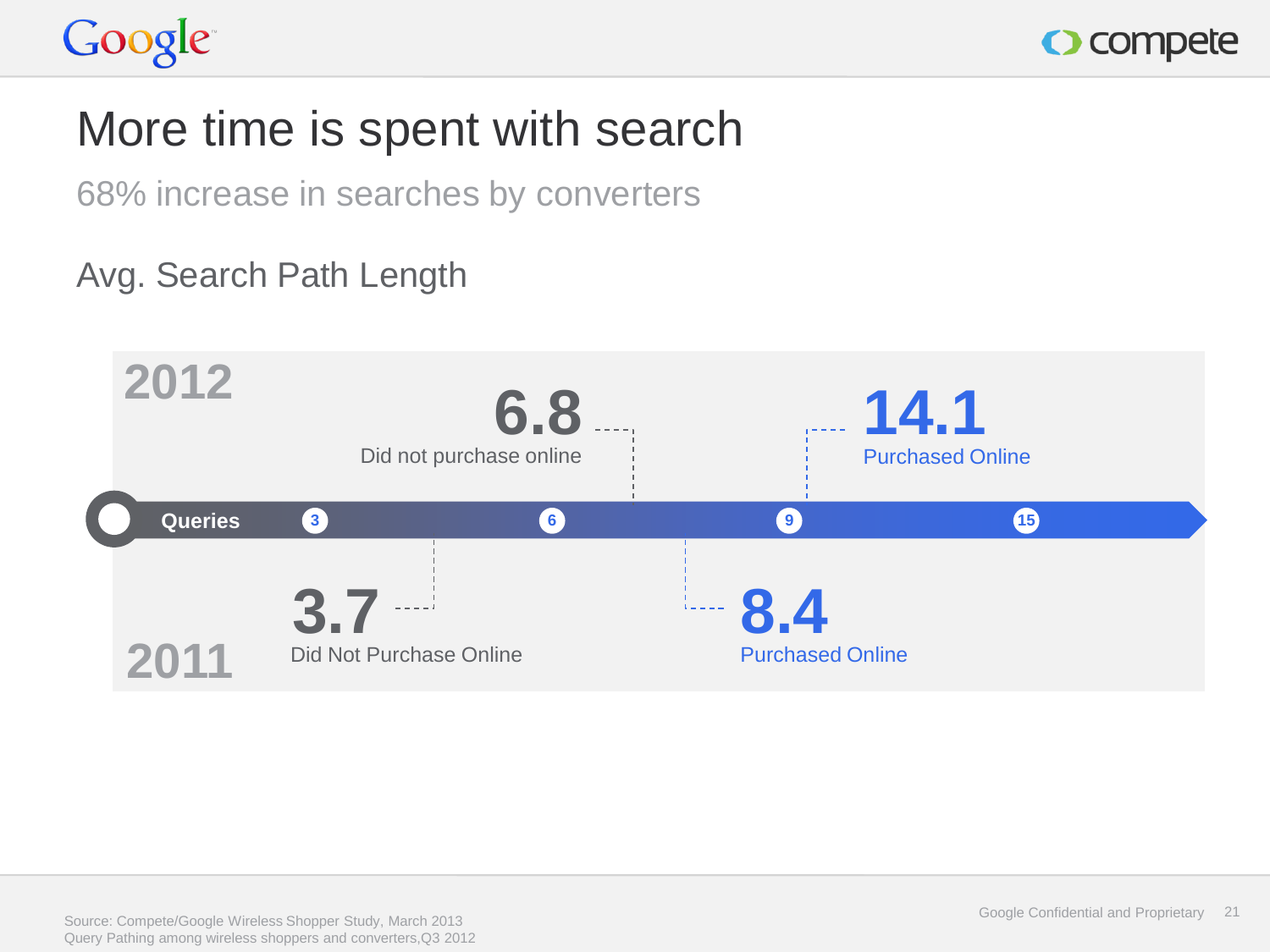# More time is spent with search

68% increase in searches by converters

## Avg. Search Path Length

**2012**

- **6.8** Did not purchase online
- **14.1** Purchased Online

Queries: 3 · 6 · 9 · 15

**2011**

- **3.7** Did Not Purchase Online
- **8.4** Purchased Online

Source: Compete/Google Wireless Shopper Study, March 2013
Query Pathing among wireless shoppers and converters,Q3 2012

Google Confidential and Proprietary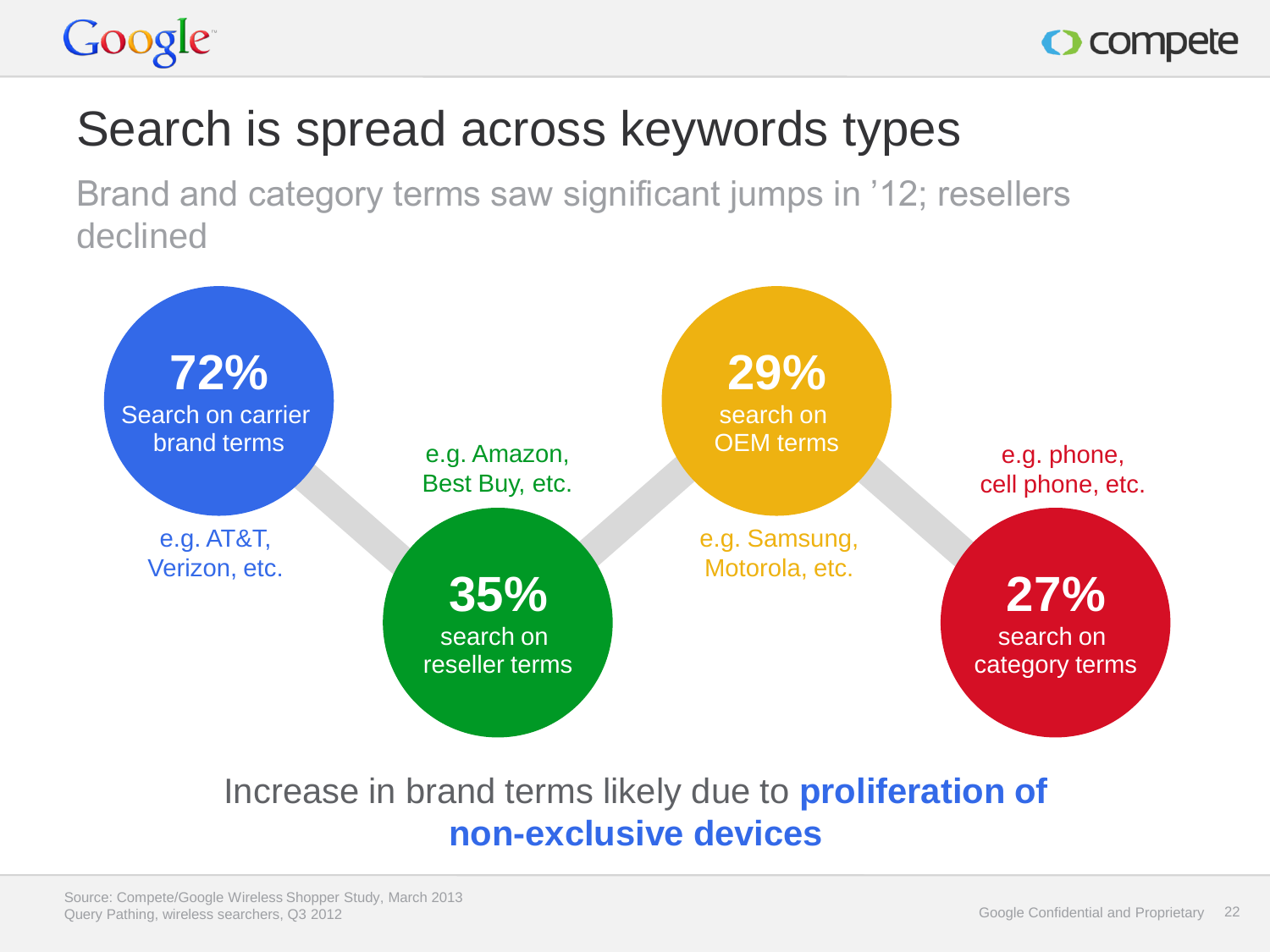# Search is spread across keywords types

Brand and category terms saw significant jumps in '12; resellers declined

**72%** Search on carrier brand terms

e.g. AT&T, Verizon, etc.

**35%** search on reseller terms

e.g. Amazon, Best Buy, etc.

**29%** search on OEM terms

e.g. Samsung, Motorola, etc.

**27%** search on category terms

e.g. phone, cell phone, etc.

Increase in brand terms likely due to **proliferation of non-exclusive devices**

Source: Compete/Google Wireless Shopper Study, March 2013
Query Pathing, wireless searchers, Q3 2012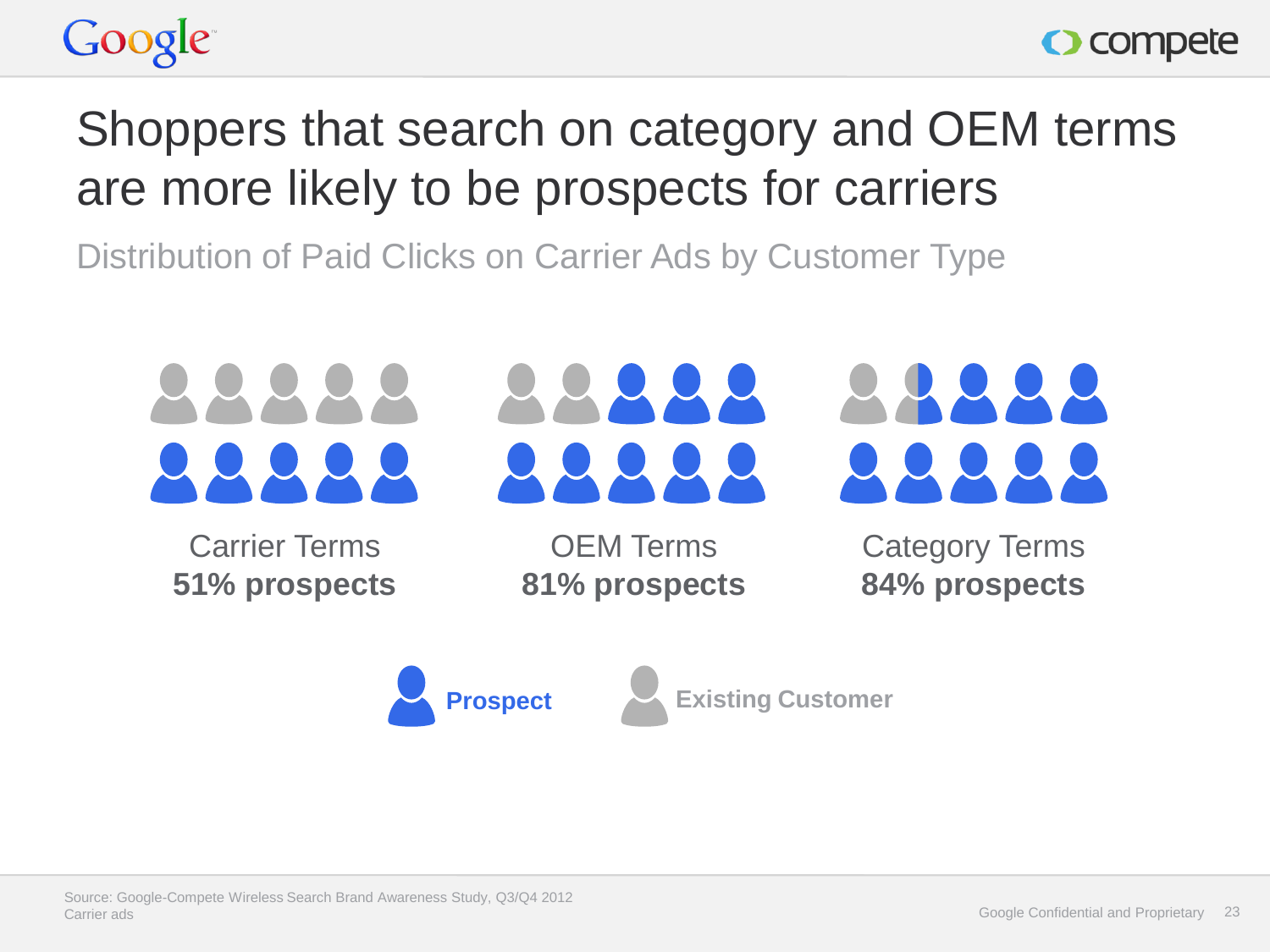# Shoppers that search on category and OEM terms are more likely to be prospects for carriers

Distribution of Paid Clicks on Carrier Ads by Customer Type

Carrier Terms
**51% prospects**

OEM Terms
**81% prospects**

Category Terms
**84% prospects**

**Prospect** **Existing Customer**

Source: Google-Compete Wireless Search Brand Awareness Study, Q3/Q4 2012
Carrier ads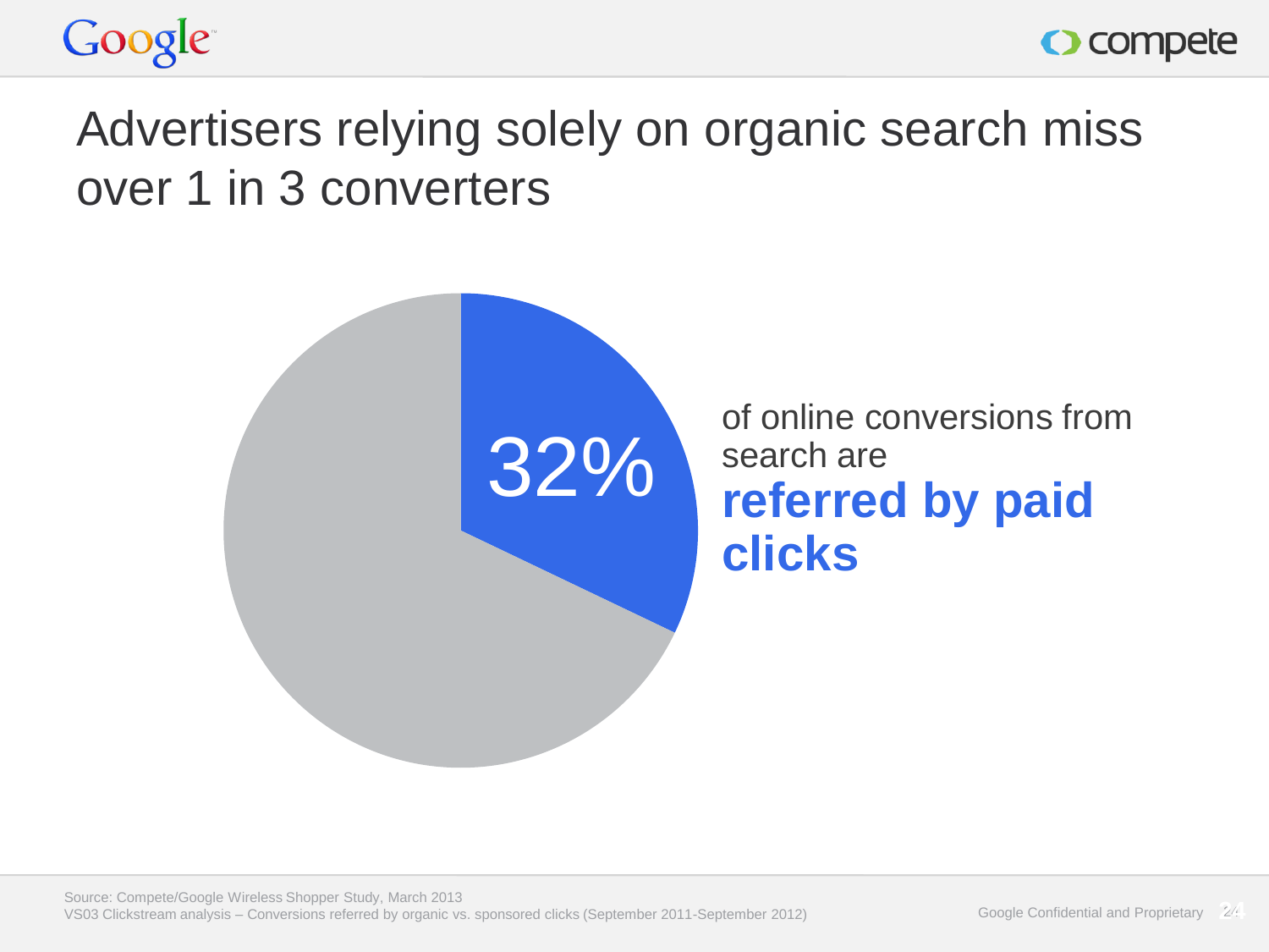# Advertisers relying solely on organic search miss over 1 in 3 converters

32%

of online conversions from search are **referred by paid clicks**

Source: Compete/Google Wireless Shopper Study, March 2013
VS03 Clickstream analysis – Conversions referred by organic vs. sponsored clicks (September 2011-September 2012)

Google Confidential and Proprietary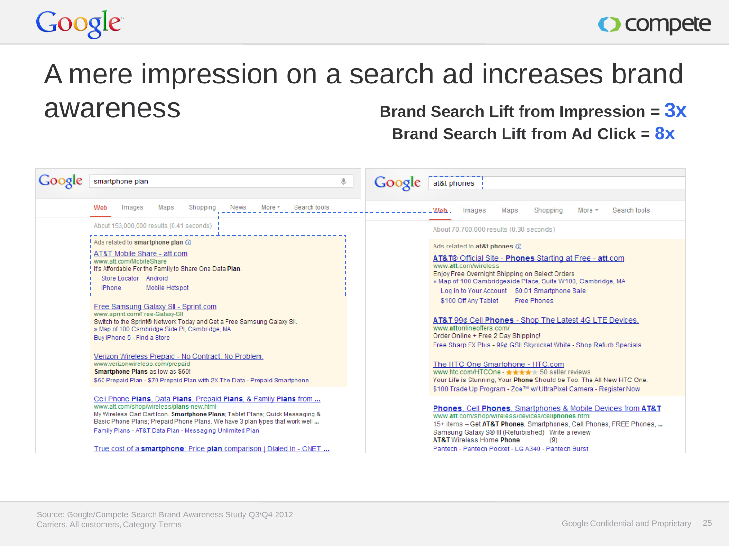# A mere impression on a search ad increases brand awareness

**Brand Search Lift from Impression = 3x**

**Brand Search Lift from Ad Click = 8x**

Google | smartphone plan

Web | Images | Maps | Shopping | News | More | Search tools

About 153,000,000 results (0.41 seconds)

Ads related to **smartphone plan**

AT&T Mobile Share - att.com
www.att.com/MobileShare
It's Affordable For the Family to Share One Data **Plan**.
Store Locator | Android
iPhone | Mobile Hotspot

Free Samsung Galaxy SII - Sprint.com
www.sprint.com/Free-Galaxy-SII
Switch to the Sprint® Network Today and Get a Free Samsung Galaxy SII.
» Map of 100 Cambridge Side Pl, Cambridge, MA
Buy iPhone 5 - Find a Store

Verizon Wireless Prepaid - No Contract. No Problem.
www.verizonwireless.com/prepaid
**Smartphone Plans** as low as $60!
$60 Prepaid Plan - $70 Prepaid Plan with 2X The Data - Prepaid Smartphone

Cell Phone **Plans**, Data **Plans**, Prepaid **Plans**, & Family **Plans** from ...
www.att.com/shop/wireless/**plans**-new.html
My Wireless Cart Cart Icon. **Smartphone Plans**; Tablet Plans; Quick Messaging & Basic Phone Plans; Prepaid Phone Plans. We have 3 plan types that work well ...
Family Plans - AT&T Data Plan - Messaging Unlimited Plan

True cost of a **smartphone**: Price **plan** comparison | Dialed In - CNET ...

Google | at&t phones

Web | Images | Maps | Shopping | More | Search tools

About 70,700,000 results (0.30 seconds)

Ads related to **at&t phones**

**AT&T**® Official Site - **Phones** Starting at Free - **att**.com
www.**att**.com/wireless
Enjoy Free Overnight Shipping on Select Orders
» Map of 100 Cambridgeside Place, Suite W108, Cambridge, MA
Log in to Your Account | $0.01 Smartphone Sale
$100 Off Any Tablet | Free Phones

**AT&T** 99¢ Cell **Phones** - Shop The Latest 4G LTE Devices.
www.**att**onlineoffers.com/
Order Online + Free 2 Day Shipping!
Free Sharp FX Plus - 99¢ GSII Skyrocket White - Shop Refurb Specials

The HTC One Smartphone - HTC.com
www.htc.com/HTCOne - ★★★★★ 50 seller reviews
Your Life is Stunning, Your **Phone** Should be Too. The All New HTC One.
$100 Trade Up Program - Zoe™ w/ UltraPixel Camera - Register Now

**Phones**, Cell **Phones**, Smartphones & Mobile Devices from **AT&T**
www.**att**.com/shop/wireless/devices/cell**phones**.html
15+ items – Get **AT&T Phones**, Smartphones, Cell Phones, FREE Phones, ...
Samsung Galaxy S® III (Refurbished) | Write a review
**AT&T** Wireless Home **Phone** | (9)
Pantech - Pantech Pocket - LG A340 - Pantech Burst

Source: Google/Compete Search Brand Awareness Study Q3/Q4 2012
Carriers, All customers, Category Terms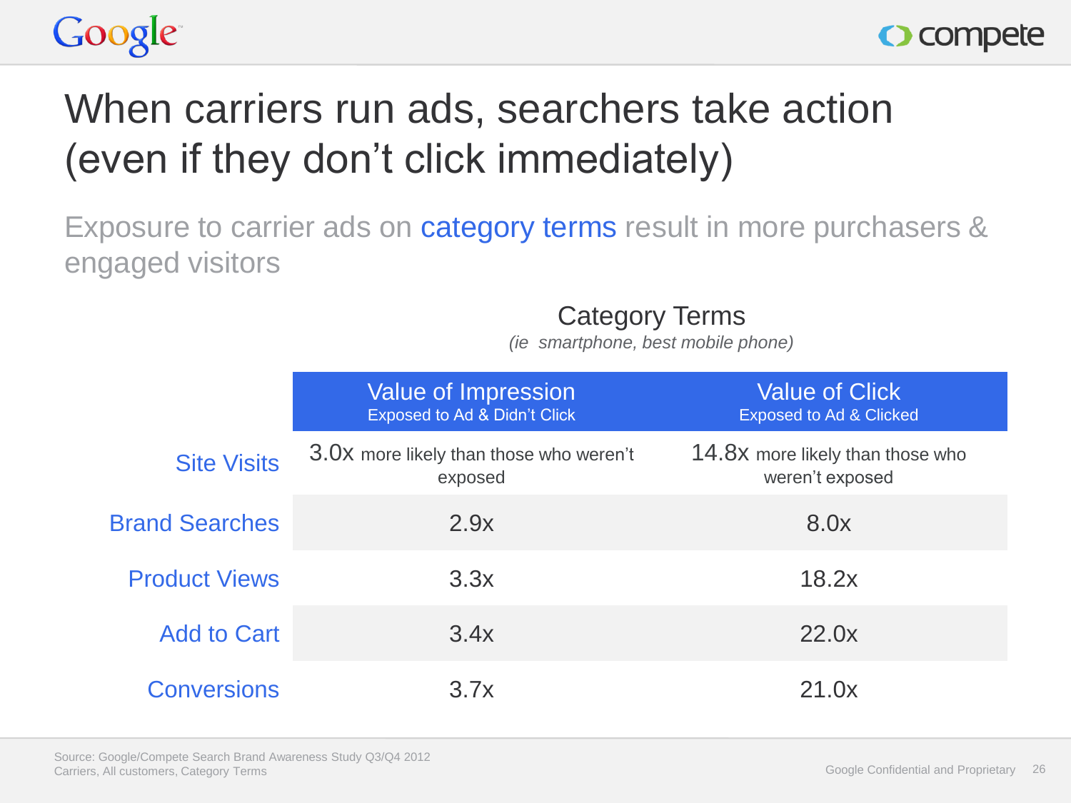# When carriers run ads, searchers take action (even if they don't click immediately)

Exposure to carrier ads on category terms result in more purchasers & engaged visitors

**Category Terms**
*(ie smartphone, best mobile phone)*

| | Value of Impression<br>Exposed to Ad & Didn't Click | Value of Click<br>Exposed to Ad & Clicked |
|---|---|---|
| Site Visits | 3.0x more likely than those who weren't exposed | 14.8x more likely than those who weren't exposed |
| Brand Searches | 2.9x | 8.0x |
| Product Views | 3.3x | 18.2x |
| Add to Cart | 3.4x | 22.0x |
| Conversions | 3.7x | 21.0x |

Source: Google/Compete Search Brand Awareness Study Q3/Q4 2012
Carriers, All customers, Category Terms

Google Confidential and Proprietary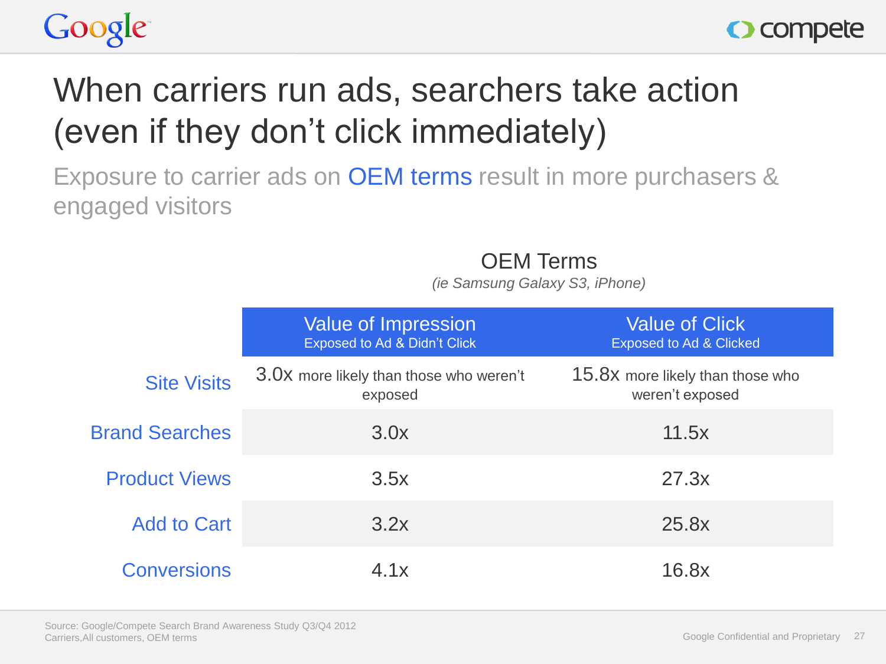# When carriers run ads, searchers take action (even if they don't click immediately)

Exposure to carrier ads on OEM terms result in more purchasers & engaged visitors

**OEM Terms**
*(ie Samsung Galaxy S3, iPhone)*

| | Value of Impression<br>Exposed to Ad & Didn't Click | Value of Click<br>Exposed to Ad & Clicked |
|---|---|---|
| Site Visits | 3.0x more likely than those who weren't exposed | 15.8x more likely than those who weren't exposed |
| Brand Searches | 3.0x | 11.5x |
| Product Views | 3.5x | 27.3x |
| Add to Cart | 3.2x | 25.8x |
| Conversions | 4.1x | 16.8x |

Source: Google/Compete Search Brand Awareness Study Q3/Q4 2012
Carriers,All customers, OEM terms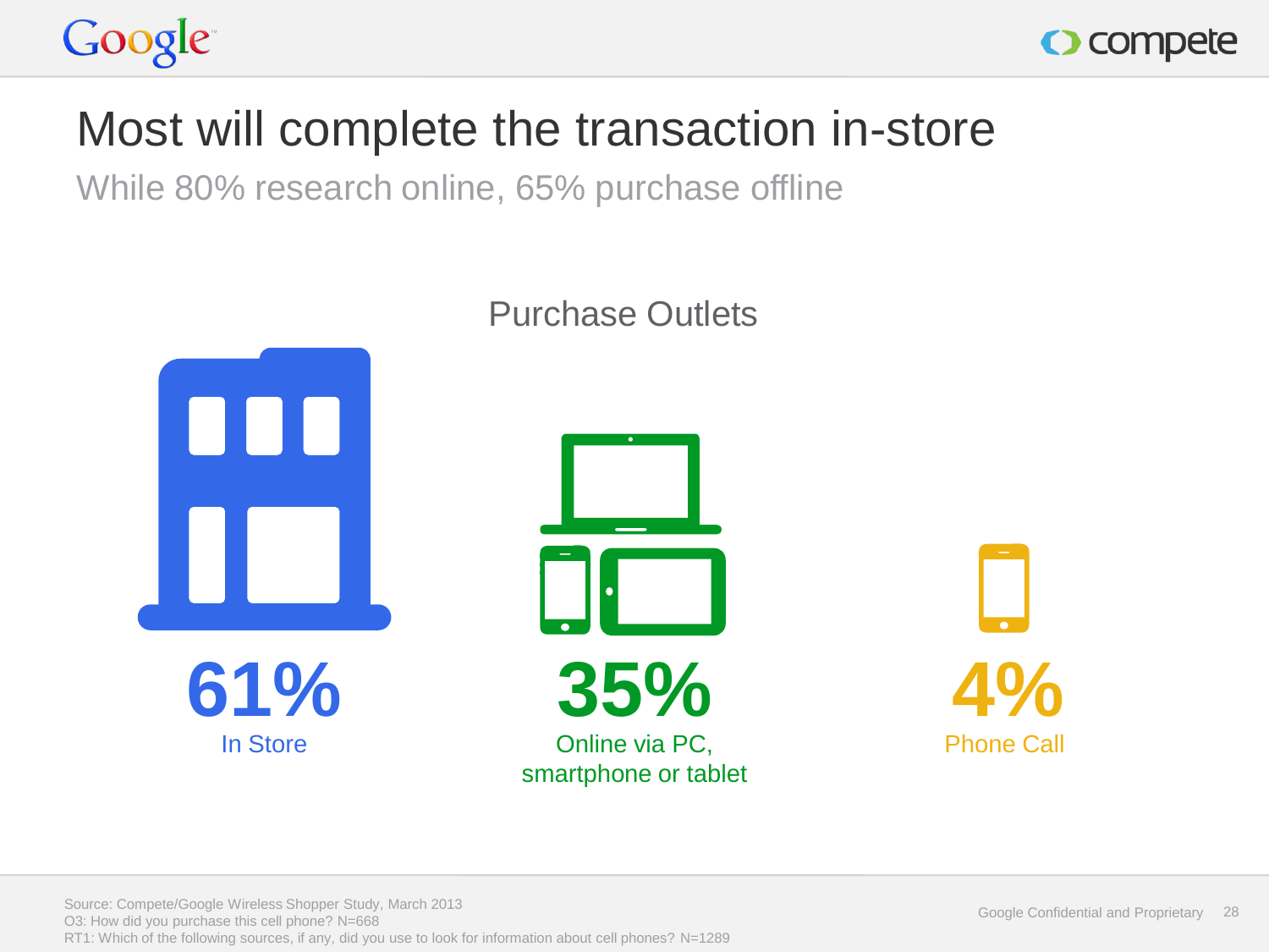# Most will complete the transaction in-store

While 80% research online, 65% purchase offline

## Purchase Outlets

**61%**
In Store

**35%**
Online via PC, smartphone or tablet

**4%**
Phone Call

Source: Compete/Google Wireless Shopper Study, March 2013
O3: How did you purchase this cell phone? N=668
RT1: Which of the following sources, if any, did you use to look for information about cell phones? N=1289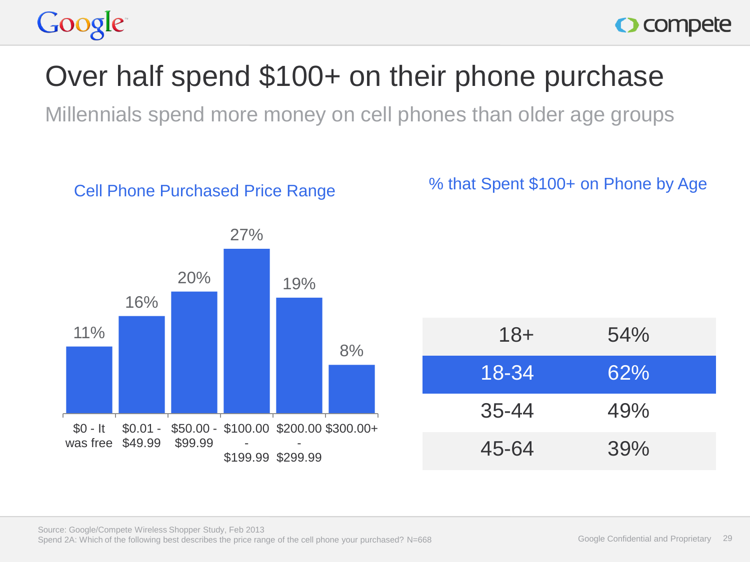# Over half spend $100+ on their phone purchase

## Millennials spend more money on cell phones than older age groups

### Cell Phone Purchased Price Range

| Price Range | Percentage |
|---|---|
| $0 - It was free | 11% |
| $0.01 - $49.99 | 16% |
| $50.00 - $99.99 | 20% |
| $100.00 - $199.99 | 27% |
| $200.00 - $299.99 | 19% |
| $300.00+ | 8% |

### % that Spent $100+ on Phone by Age

| Age | % |
|---|---|
| 18+ | 54% |
| 18-34 | 62% |
| 35-44 | 49% |
| 45-64 | 39% |

Source: Google/Compete Wireless Shopper Study, Feb 2013
Spend 2A: Which of the following best describes the price range of the cell phone your purchased? N=668

Google Confidential and Proprietary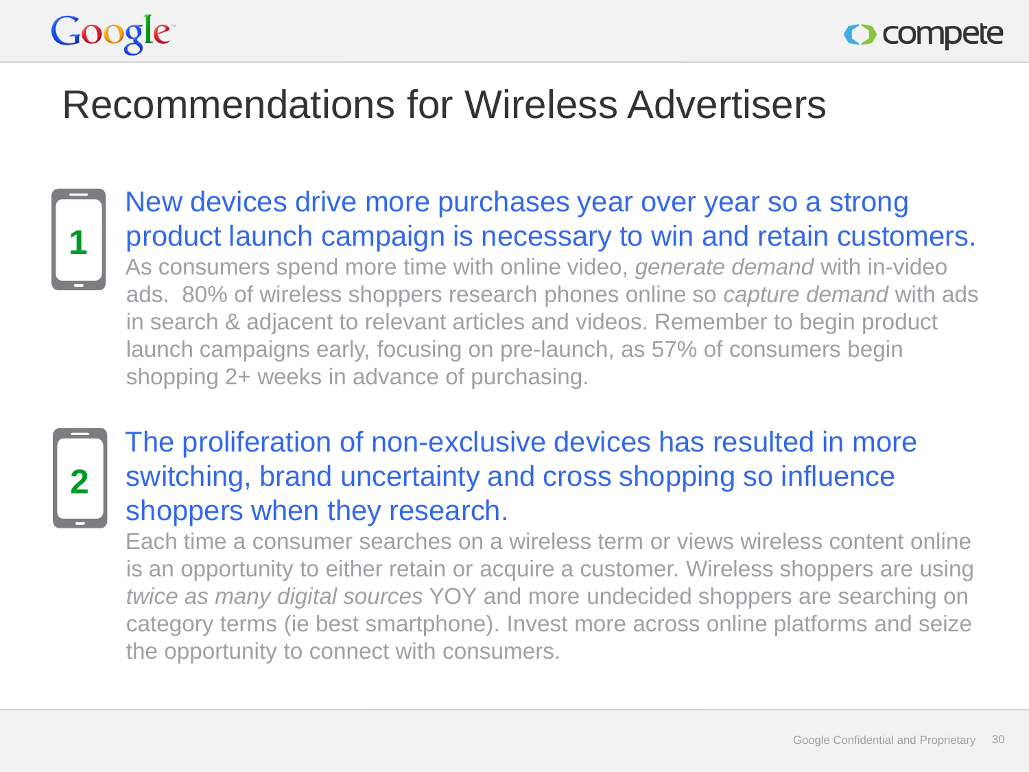# Recommendations for Wireless Advertisers

**1**

**New devices drive more purchases year over year so a strong product launch campaign is necessary to win and retain customers.**

As consumers spend more time with online video, *generate demand* with in-video ads.  80% of wireless shoppers research phones online so *capture demand* with ads in search & adjacent to relevant articles and videos. Remember to begin product launch campaigns early, focusing on pre-launch, as 57% of consumers begin shopping 2+ weeks in advance of purchasing.

**2**

**The proliferation of non-exclusive devices has resulted in more switching, brand uncertainty and cross shopping so influence shoppers when they research.**

Each time a consumer searches on a wireless term or views wireless content online is an opportunity to either retain or acquire a customer. Wireless shoppers are using *twice as many digital sources* YOY and more undecided shoppers are searching on category terms (ie best smartphone). Invest more across online platforms and seize the opportunity to connect with consumers.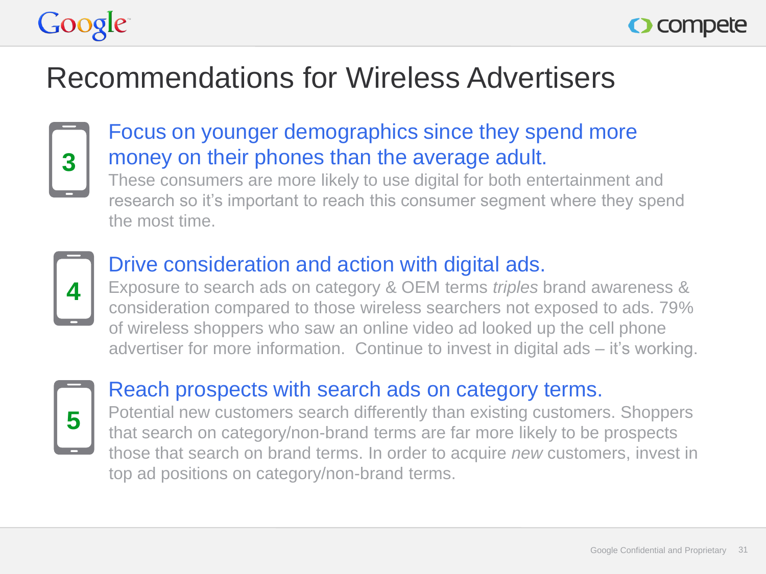# Recommendations for Wireless Advertisers

### 3 Focus on younger demographics since they spend more money on their phones than the average adult.

These consumers are more likely to use digital for both entertainment and research so it's important to reach this consumer segment where they spend the most time.

### 4 Drive consideration and action with digital ads.

Exposure to search ads on category & OEM terms *triples* brand awareness & consideration compared to those wireless searchers not exposed to ads. 79% of wireless shoppers who saw an online video ad looked up the cell phone advertiser for more information. Continue to invest in digital ads – it's working.

### 5 Reach prospects with search ads on category terms.

Potential new customers search differently than existing customers. Shoppers that search on category/non-brand terms are far more likely to be prospects those that search on brand terms. In order to acquire *new* customers, invest in top ad positions on category/non-brand terms.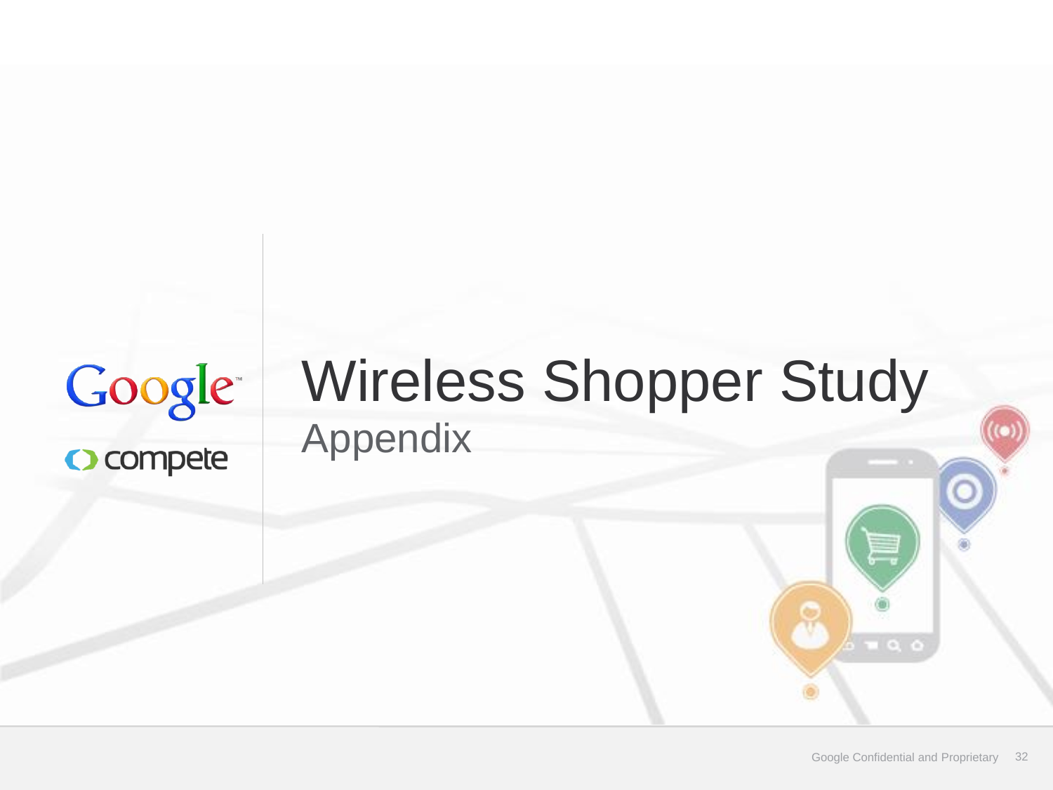Google

compete

# Wireless Shopper Study

## Appendix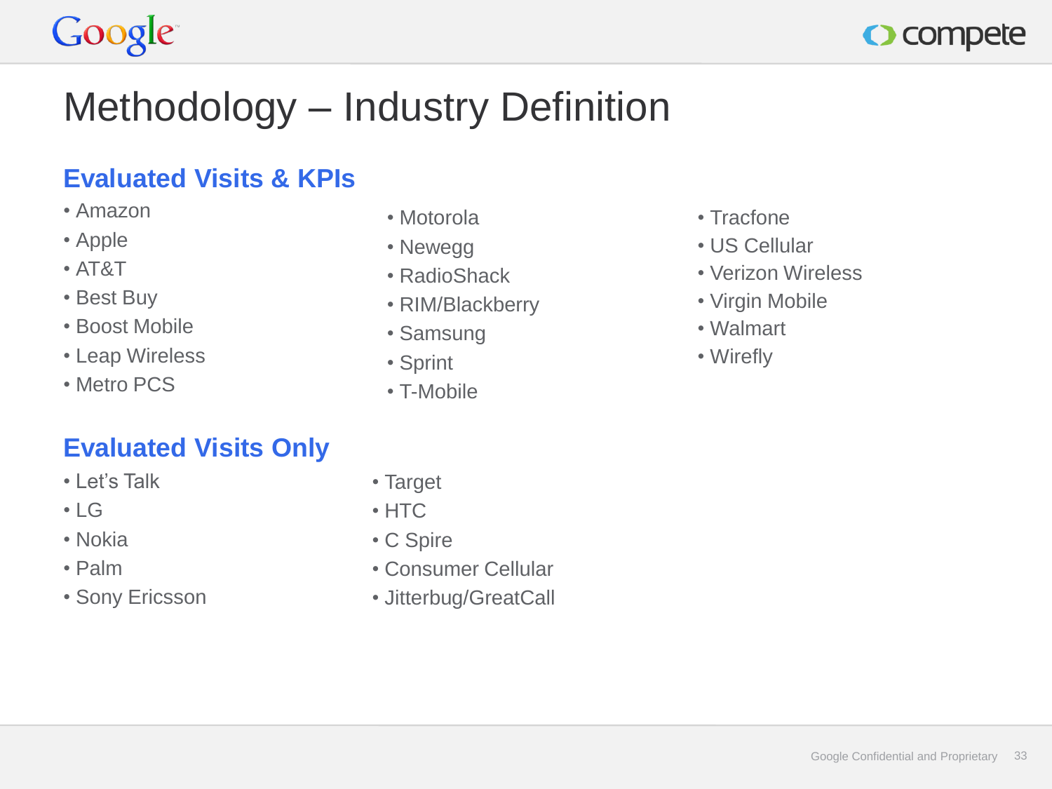# Methodology – Industry Definition

## Evaluated Visits & KPIs

- Amazon
- Apple
- AT&T
- Best Buy
- Boost Mobile
- Leap Wireless
- Metro PCS
- Motorola
- Newegg
- RadioShack
- RIM/Blackberry
- Samsung
- Sprint
- T-Mobile
- Tracfone
- US Cellular
- Verizon Wireless
- Virgin Mobile
- Walmart
- Wirefly

## Evaluated Visits Only

- Let's Talk
- LG
- Nokia
- Palm
- Sony Ericsson
- Target
- HTC
- C Spire
- Consumer Cellular
- Jitterbug/GreatCall